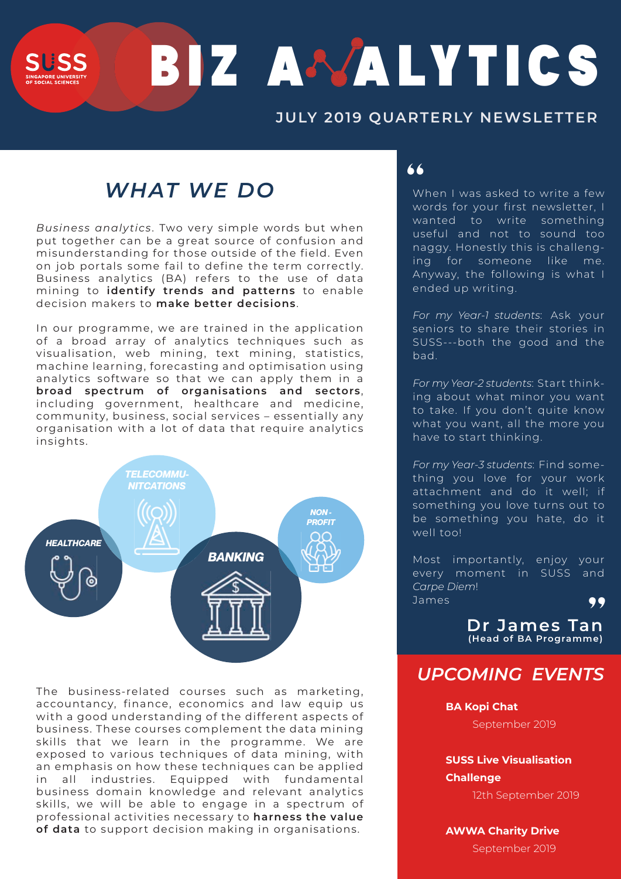# BIZ ANALYTICS

**JULY 2019 QUARTERLY NEWSLETTER**

## *WHAT WE DO*

*Business analytics*. Two very simple words but when put together can be a great source of confusion and misunderstanding for those outside of the field. Even on job portals some fail to define the term correctly. Business analytics (BA) refers to the use of data mining to **identify trends and patterns** to enable decision makers to **make better decisions**.

In our programme, we are trained in the application of a broad array of analytics techniques such as visualisation, web mining, text mining, statistics, machine learning, forecasting and optimisation using analytics software so that we can apply them in a **broad spectrum of organisations and sectors**, including government, healthcare and medicine, community, business, social services – essentially any organisation with a lot of data that require analytics insights.

*TELECOMMUNITCATIONS* · *NON-PROFIT* · *HEALTHCARE* · *BANKING*

The business-related courses such as marketing, accountancy, finance, economics and law equip us with a good understanding of the different aspects of business. These courses complement the data mining skills that we learn in the programme. We are exposed to various techniques of data mining, with an emphasis on how these techniques can be applied in all industries. Equipped with fundamental business domain knowledge and relevant analytics skills, we will be able to engage in a spectrum of professional activities necessary to **harness the value of data** to support decision making in organisations.

> When I was asked to write a few words for your first newsletter, I wanted to write something useful and not to sound too naggy. Honestly this is challenging for someone like me. Anyway, the following is what I ended up writing.
>
> *For my Year-1 students*: Ask your seniors to share their stories in SUSS---both the good and the bad.
>
> *For my Year-2 students*: Start thinking about what minor you want to take. If you don't quite know what you want, all the more you have to start thinking.
>
> *For my Year-3 students*: Find something you love for your work attachment and do it well; if something you love turns out to be something you hate, do it well too!
>
> Most importantly, enjoy your every moment in SUSS and *Carpe Diem*!
> James

**Dr James Tan**
**(Head of BA Programme)**

## *UPCOMING EVENTS*

**BA Kopi Chat**
September 2019

**SUSS Live Visualisation Challenge**
12th September 2019

**AWWA Charity Drive**
September 2019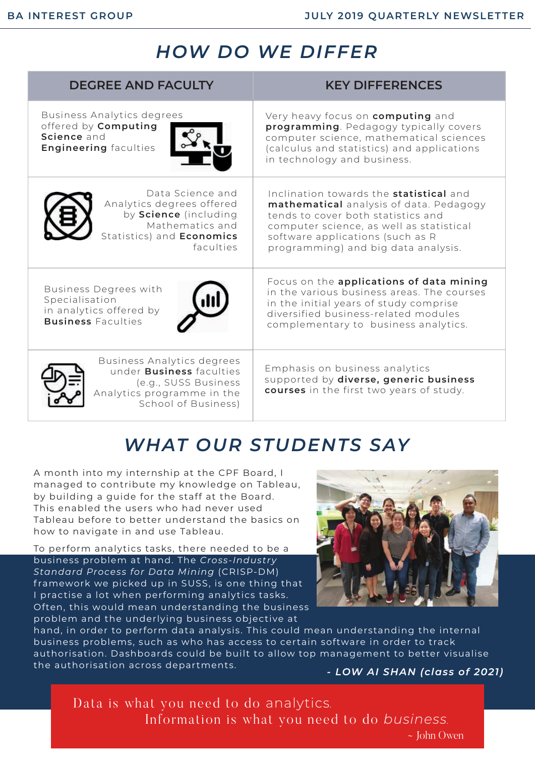# HOW DO WE DIFFER

| DEGREE AND FACULTY | KEY DIFFERENCES |
|---|---|
| Business Analytics degrees offered by **Computing Science** and **Engineering** faculties | Very heavy focus on **computing** and **programming**. Pedagogy typically covers computer science, mathematical sciences (calculus and statistics) and applications in technology and business. |
| Data Science and Analytics degrees offered by **Science** (including Mathematics and Statistics) and **Economics** faculties | Inclination towards the **statistical** and **mathematical** analysis of data. Pedagogy tends to cover both statistics and computer science, as well as statistical software applications (such as R programming) and big data analysis. |
| Business Degrees with Specialisation in analytics offered by **Business** Faculties | Focus on the **applications of data mining** in the various business areas. The courses in the initial years of study comprise diversified business-related modules complementary to business analytics. |
| Business Analytics degrees under **Business** faculties (e.g., SUSS Business Analytics programme in the School of Business) | Emphasis on business analytics supported by **diverse, generic business courses** in the first two years of study. |

# WHAT OUR STUDENTS SAY

A month into my internship at the CPF Board, I managed to contribute my knowledge on Tableau, by building a guide for the staff at the Board. This enabled the users who had never used Tableau before to better understand the basics on how to navigate in and use Tableau.

To perform analytics tasks, there needed to be a business problem at hand. The *Cross-Industry Standard Process for Data Mining* (CRISP-DM) framework we picked up in SUSS, is one thing that I practise a lot when performing analytics tasks. Often, this would mean understanding the business problem and the underlying business objective at hand, in order to perform data analysis. This could mean understanding the internal business problems, such as who has access to certain software in order to track authorisation. Dashboards could be built to allow top management to better visualise the authorisation across departments.

***- LOW AI SHAN (class of 2021)***

Data is what you need to do analytics.
Information is what you need to do *business*.
~ John Owen